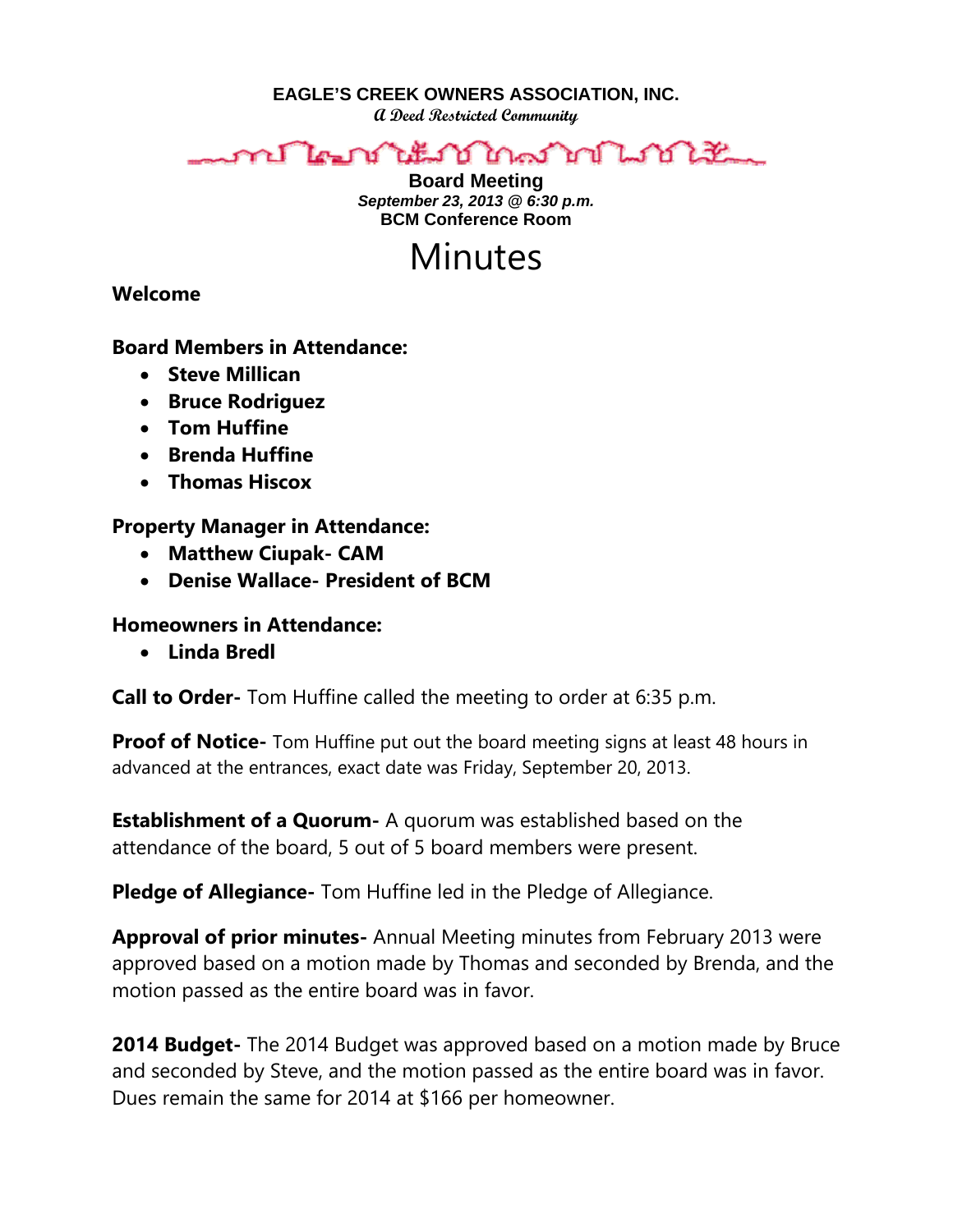**EAGLE'S CREEK OWNERS ASSOCIATION, INC.**

*A Deed Restricted Community*

**Board Meeting**

***September 23, 2013 @ 6:30 p.m.***

**BCM Conference Room**

# Minutes

**Welcome**

**Board Members in Attendance:**

- **Steve Millican**
- **Bruce Rodriguez**
- **Tom Huffine**
- **Brenda Huffine**
- **Thomas Hiscox**

**Property Manager in Attendance:**

- **Matthew Ciupak- CAM**
- **Denise Wallace- President of BCM**

**Homeowners in Attendance:**

- **Linda Bredl**

**Call to Order-** Tom Huffine called the meeting to order at 6:35 p.m.

**Proof of Notice-** Tom Huffine put out the board meeting signs at least 48 hours in advanced at the entrances, exact date was Friday, September 20, 2013.

**Establishment of a Quorum-** A quorum was established based on the attendance of the board, 5 out of 5 board members were present.

**Pledge of Allegiance-** Tom Huffine led in the Pledge of Allegiance.

**Approval of prior minutes-** Annual Meeting minutes from February 2013 were approved based on a motion made by Thomas and seconded by Brenda, and the motion passed as the entire board was in favor.

**2014 Budget-** The 2014 Budget was approved based on a motion made by Bruce and seconded by Steve, and the motion passed as the entire board was in favor. Dues remain the same for 2014 at $166 per homeowner.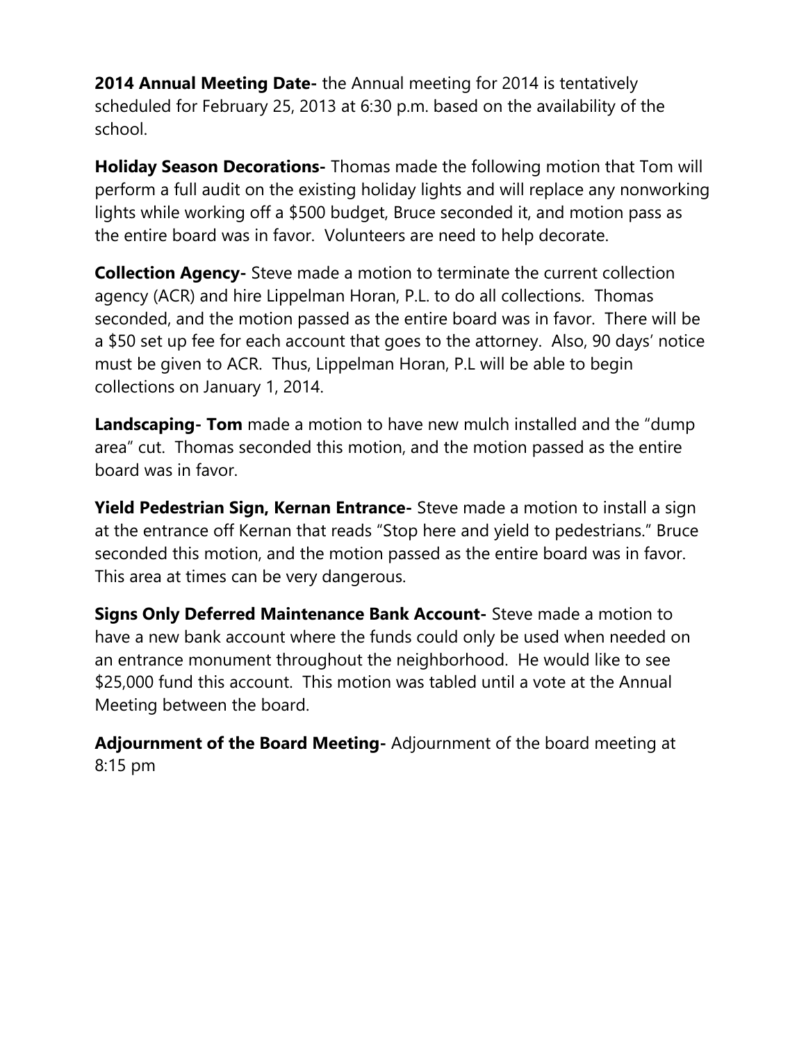**2014 Annual Meeting Date-** the Annual meeting for 2014 is tentatively scheduled for February 25, 2013 at 6:30 p.m. based on the availability of the school.

**Holiday Season Decorations-** Thomas made the following motion that Tom will perform a full audit on the existing holiday lights and will replace any nonworking lights while working off a $500 budget, Bruce seconded it, and motion pass as the entire board was in favor. Volunteers are need to help decorate.

**Collection Agency-** Steve made a motion to terminate the current collection agency (ACR) and hire Lippelman Horan, P.L. to do all collections. Thomas seconded, and the motion passed as the entire board was in favor. There will be a $50 set up fee for each account that goes to the attorney. Also, 90 days' notice must be given to ACR. Thus, Lippelman Horan, P.L will be able to begin collections on January 1, 2014.

**Landscaping- Tom** made a motion to have new mulch installed and the "dump area" cut. Thomas seconded this motion, and the motion passed as the entire board was in favor.

**Yield Pedestrian Sign, Kernan Entrance-** Steve made a motion to install a sign at the entrance off Kernan that reads "Stop here and yield to pedestrians." Bruce seconded this motion, and the motion passed as the entire board was in favor. This area at times can be very dangerous.

**Signs Only Deferred Maintenance Bank Account-** Steve made a motion to have a new bank account where the funds could only be used when needed on an entrance monument throughout the neighborhood. He would like to see $25,000 fund this account. This motion was tabled until a vote at the Annual Meeting between the board.

**Adjournment of the Board Meeting-** Adjournment of the board meeting at 8:15 pm